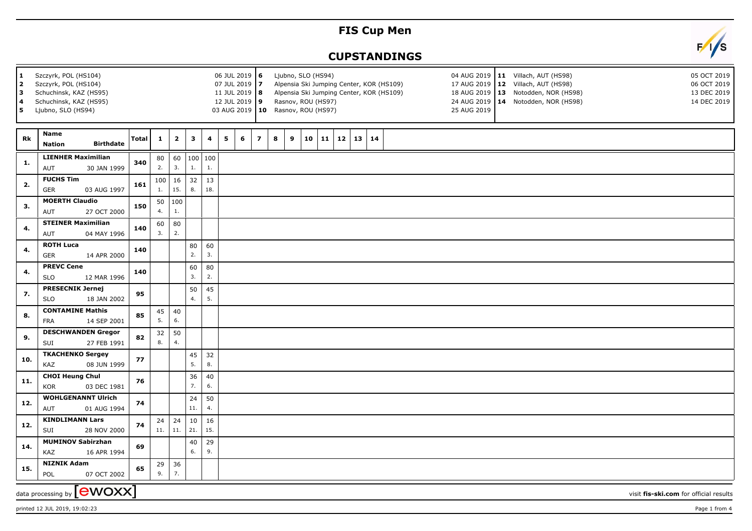# FIS Cup Men

## CUPSTANDINGS

| | | | |
|---|---|---|---|
| 1 | Szczyrk, POL (HS104) | 06 JUL 2019 | |
| 2 | Szczyrk, POL (HS104) | 07 JUL 2019 | |
| 3 | Schuchinsk, KAZ (HS95) | 11 JUL 2019 | |
| 4 | Schuchinsk, KAZ (HS95) | 12 JUL 2019 | |
| 5 | Ljubno, SLO (HS94) | 03 AUG 2019 | |
| 6 | Ljubno, SLO (HS94) | 04 AUG 2019 | |
| 7 | Alpensia Ski Jumping Center, KOR (HS109) | 17 AUG 2019 | |
| 8 | Alpensia Ski Jumping Center, KOR (HS109) | 18 AUG 2019 | |
| 9 | Rasnov, ROU (HS97) | 24 AUG 2019 | |
| 10 | Rasnov, ROU (HS97) | 25 AUG 2019 | |
| 11 | Villach, AUT (HS98) | 05 OCT 2019 | |
| 12 | Villach, AUT (HS98) | 06 OCT 2019 | |
| 13 | Notodden, NOR (HS98) | 13 DEC 2019 | |
| 14 | Notodden, NOR (HS98) | 14 DEC 2019 | |

| Rk | Name / Nation / Birthdate | Total | 1 | 2 | 3 | 4 | 5 | 6 | 7 | 8 | 9 | 10 | 11 | 12 | 13 | 14 |
|---|---|---|---|---|---|---|---|---|---|---|---|---|---|---|---|---|
| 1. | LIENHER Maximilian AUT 30 JAN 1999 | 340 | 80 2. | 60 3. | 100 1. | 100 1. | | | | | | | | | | |
| 2. | FUCHS Tim GER 03 AUG 1997 | 161 | 100 1. | 16 15. | 32 8. | 13 18. | | | | | | | | | | |
| 3. | MOERTH Claudio AUT 27 OCT 2000 | 150 | 50 4. | 100 1. | | | | | | | | | | | | |
| 4. | STEINER Maximilian AUT 04 MAY 1996 | 140 | 60 3. | 80 2. | | | | | | | | | | | | |
| 4. | ROTH Luca GER 14 APR 2000 | 140 | | | 80 2. | 60 3. | | | | | | | | | | |
| 4. | PREVC Cene SLO 12 MAR 1996 | 140 | | | 60 3. | 80 2. | | | | | | | | | | |
| 7. | PRESECNIK Jernej SLO 18 JAN 2002 | 95 | | | 50 4. | 45 5. | | | | | | | | | | |
| 8. | CONTAMINE Mathis FRA 14 SEP 2001 | 85 | 45 5. | 40 6. | | | | | | | | | | | | |
| 9. | DESCHWANDEN Gregor SUI 27 FEB 1991 | 82 | 32 8. | 50 4. | | | | | | | | | | | | |
| 10. | TKACHENKO Sergey KAZ 08 JUN 1999 | 77 | | | 45 5. | 32 8. | | | | | | | | | | |
| 11. | CHOI Heung Chul KOR 03 DEC 1981 | 76 | | | 36 7. | 40 6. | | | | | | | | | | |
| 12. | WOHLGENANNT Ulrich AUT 01 AUG 1994 | 74 | | | 24 11. | 50 4. | | | | | | | | | | |
| 12. | KINDLIMANN Lars SUI 28 NOV 2000 | 74 | 24 11. | 24 11. | 10 21. | 16 15. | | | | | | | | | | |
| 14. | MUMINOV Sabirzhan KAZ 16 APR 1994 | 69 | | | 40 6. | 29 9. | | | | | | | | | | |
| 15. | NIZNIK Adam POL 07 OCT 2002 | 65 | 29 9. | 36 7. | | | | | | | | | | | | |

data processing by ewoxx — visit fis-ski.com for official results

printed 12 JUL 2019, 19:02:23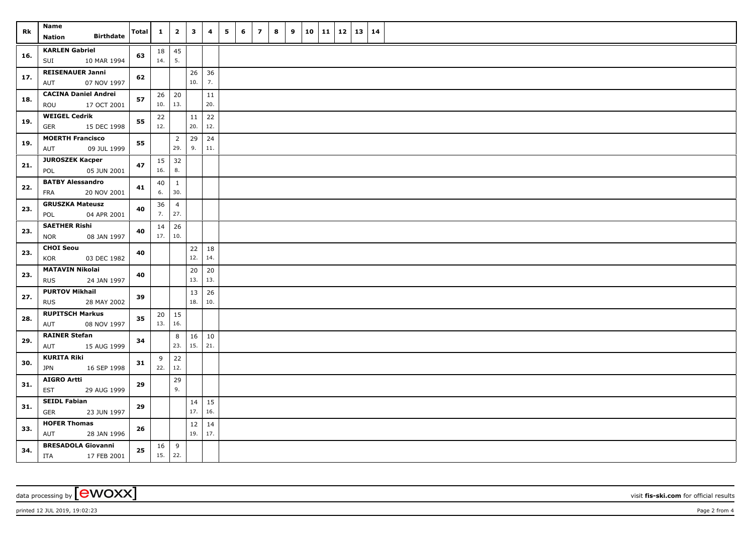| Rk | Name<br>Nation Birthdate | Total | 1 | 2 | 3 | 4 | 5 | 6 | 7 | 8 | 9 | 10 | 11 | 12 | 13 | 14 |
|---|---|---|---|---|---|---|---|---|---|---|---|---|---|---|---|---|
| 16. | KARLEN Gabriel<br>SUI 10 MAR 1994 | 63 | 18<br>14. | 45<br>5. | | | | | | | | | | | | |
| 17. | REISENAUER Janni<br>AUT 07 NOV 1997 | 62 | | | 26<br>10. | 36<br>7. | | | | | | | | | | |
| 18. | CACINA Daniel Andrei<br>ROU 17 OCT 2001 | 57 | 26<br>10. | 20<br>13. | | 11<br>20. | | | | | | | | | | |
| 19. | WEIGEL Cedrik<br>GER 15 DEC 1998 | 55 | 22<br>12. | | 11<br>20. | 22<br>12. | | | | | | | | | | |
| 19. | MOERTH Francisco<br>AUT 09 JUL 1999 | 55 | | 2<br>29. | 29<br>9. | 24<br>11. | | | | | | | | | | |
| 21. | JUROSZEK Kacper<br>POL 05 JUN 2001 | 47 | 15<br>16. | 32<br>8. | | | | | | | | | | | | |
| 22. | BATBY Alessandro<br>FRA 20 NOV 2001 | 41 | 40<br>6. | 1<br>30. | | | | | | | | | | | | |
| 23. | GRUSZKA Mateusz<br>POL 04 APR 2001 | 40 | 36<br>7. | 4<br>27. | | | | | | | | | | | | |
| 23. | SAETHER Rishi<br>NOR 08 JAN 1997 | 40 | 14<br>17. | 26<br>10. | | | | | | | | | | | | |
| 23. | CHOI Seou<br>KOR 03 DEC 1982 | 40 | | | 22<br>12. | 18<br>14. | | | | | | | | | | |
| 23. | MATAVIN Nikolai<br>RUS 24 JAN 1997 | 40 | | | 20<br>13. | 20<br>13. | | | | | | | | | | |
| 27. | PURTOV Mikhail<br>RUS 28 MAY 2002 | 39 | | | 13<br>18. | 26<br>10. | | | | | | | | | | |
| 28. | RUPITSCH Markus<br>AUT 08 NOV 1997 | 35 | 20<br>13. | 15<br>16. | | | | | | | | | | | | |
| 29. | RAINER Stefan<br>AUT 15 AUG 1999 | 34 | | 8<br>23. | 16<br>15. | 10<br>21. | | | | | | | | | | |
| 30. | KURITA Riki<br>JPN 16 SEP 1998 | 31 | 9<br>22. | 22<br>12. | | | | | | | | | | | | |
| 31. | AIGRO Artti<br>EST 29 AUG 1999 | 29 | | 29<br>9. | | | | | | | | | | | | |
| 31. | SEIDL Fabian<br>GER 23 JUN 1997 | 29 | | | 14<br>17. | 15<br>16. | | | | | | | | | | |
| 33. | HOFER Thomas<br>AUT 28 JAN 1996 | 26 | | | 12<br>19. | 14<br>17. | | | | | | | | | | |
| 34. | BRESADOLA Giovanni<br>ITA 17 FEB 2001 | 25 | 16<br>15. | 9<br>22. | | | | | | | | | | | | |

data processing by [ewoxx] visit fis-ski.com for official results

printed 12 JUL 2019, 19:02:23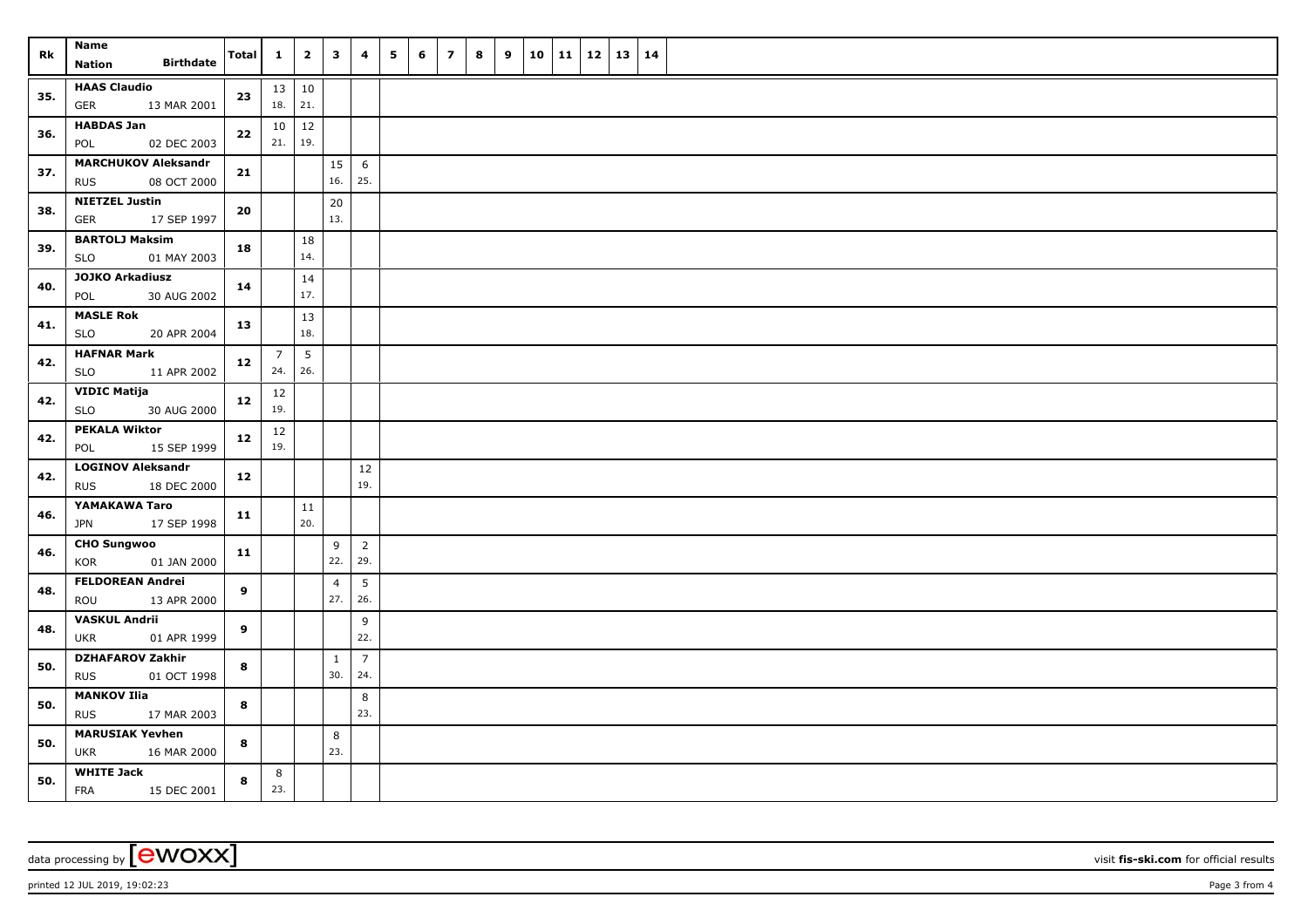| Rk | Name / Nation | Birthdate | Total | 1 | 2 | 3 | 4 | 5 | 6 | 7 | 8 | 9 | 10 | 11 | 12 | 13 | 14 |
|---|---|---|---|---|---|---|---|---|---|---|---|---|---|---|---|---|---|
| 35. | **HAAS Claudio** GER | 13 MAR 2001 | **23** | 13 18. | 10 21. | | | | | | | | | | | | |
| 36. | **HABDAS Jan** POL | 02 DEC 2003 | **22** | 10 21. | 12 19. | | | | | | | | | | | | |
| 37. | **MARCHUKOV Aleksandr** RUS | 08 OCT 2000 | **21** | | | 15 16. | 6 25. | | | | | | | | | | |
| 38. | **NIETZEL Justin** GER | 17 SEP 1997 | **20** | | | 20 13. | | | | | | | | | | | |
| 39. | **BARTOLJ Maksim** SLO | 01 MAY 2003 | **18** | | 18 14. | | | | | | | | | | | | |
| 40. | **JOJKO Arkadiusz** POL | 30 AUG 2002 | **14** | | 14 17. | | | | | | | | | | | | |
| 41. | **MASLE Rok** SLO | 20 APR 2004 | **13** | | 13 18. | | | | | | | | | | | | |
| 42. | **HAFNAR Mark** SLO | 11 APR 2002 | **12** | 7 24. | 5 26. | | | | | | | | | | | | |
| 42. | **VIDIC Matija** SLO | 30 AUG 2000 | **12** | 12 19. | | | | | | | | | | | | | |
| 42. | **PEKALA Wiktor** POL | 15 SEP 1999 | **12** | 12 19. | | | | | | | | | | | | | |
| 42. | **LOGINOV Aleksandr** RUS | 18 DEC 2000 | **12** | | | | 12 19. | | | | | | | | | | |
| 46. | **YAMAKAWA Taro** JPN | 17 SEP 1998 | **11** | | 11 20. | | | | | | | | | | | | |
| 46. | **CHO Sungwoo** KOR | 01 JAN 2000 | **11** | | | 9 22. | 2 29. | | | | | | | | | | |
| 48. | **FELDOREAN Andrei** ROU | 13 APR 2000 | **9** | | | 4 27. | 5 26. | | | | | | | | | | |
| 48. | **VASKUL Andrii** UKR | 01 APR 1999 | **9** | | | | 9 22. | | | | | | | | | | |
| 50. | **DZHAFAROV Zakhir** RUS | 01 OCT 1998 | **8** | | | 1 30. | 7 24. | | | | | | | | | | |
| 50. | **MANKOV Ilia** RUS | 17 MAR 2003 | **8** | | | | 8 23. | | | | | | | | | | |
| 50. | **MARUSIAK Yevhen** UKR | 16 MAR 2000 | **8** | | | 8 23. | | | | | | | | | | | |
| 50. | **WHITE Jack** FRA | 15 DEC 2001 | **8** | 8 23. | | | | | | | | | | | | | |

data processing by [ewoxx] — visit **fis-ski.com** for official results

printed 12 JUL 2019, 19:02:23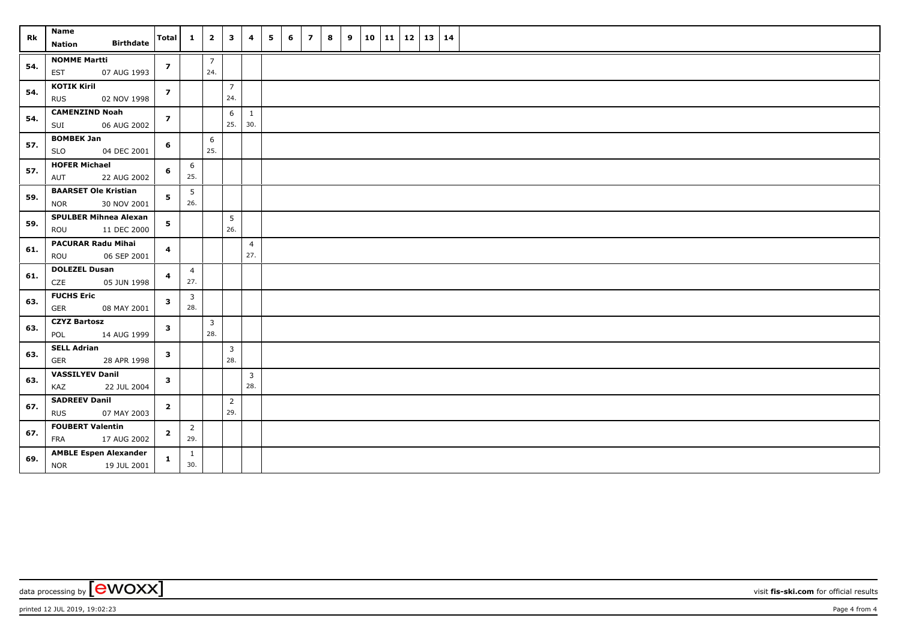| Rk | Name<br>Nation Birthdate | Total | 1 | 2 | 3 | 4 | 5 | 6 | 7 | 8 | 9 | 10 | 11 | 12 | 13 | 14 |
|---|---|---|---|---|---|---|---|---|---|---|---|---|---|---|---|---|
| 54. | **NOMME Martti**<br>EST 07 AUG 1993 | **7** | | 7<br>24. | | | | | | | | | | | | |
| 54. | **KOTIK Kiril**<br>RUS 02 NOV 1998 | **7** | | | 7<br>24. | | | | | | | | | | | |
| 54. | **CAMENZIND Noah**<br>SUI 06 AUG 2002 | **7** | | | 6<br>25. | 1<br>30. | | | | | | | | | | |
| 57. | **BOMBEK Jan**<br>SLO 04 DEC 2001 | **6** | | 6<br>25. | | | | | | | | | | | | |
| 57. | **HOFER Michael**<br>AUT 22 AUG 2002 | **6** | 6<br>25. | | | | | | | | | | | | | |
| 59. | **BAARSET Ole Kristian**<br>NOR 30 NOV 2001 | **5** | 5<br>26. | | | | | | | | | | | | | |
| 59. | **SPULBER Mihnea Alexan**<br>ROU 11 DEC 2000 | **5** | | | 5<br>26. | | | | | | | | | | | |
| 61. | **PACURAR Radu Mihai**<br>ROU 06 SEP 2001 | **4** | | | | 4<br>27. | | | | | | | | | | |
| 61. | **DOLEZEL Dusan**<br>CZE 05 JUN 1998 | **4** | 4<br>27. | | | | | | | | | | | | | |
| 63. | **FUCHS Eric**<br>GER 08 MAY 2001 | **3** | 3<br>28. | | | | | | | | | | | | | |
| 63. | **CZYZ Bartosz**<br>POL 14 AUG 1999 | **3** | | 3<br>28. | | | | | | | | | | | | |
| 63. | **SELL Adrian**<br>GER 28 APR 1998 | **3** | | | 3<br>28. | | | | | | | | | | | |
| 63. | **VASSILYEV Danil**<br>KAZ 22 JUL 2004 | **3** | | | | 3<br>28. | | | | | | | | | | |
| 67. | **SADREEV Danil**<br>RUS 07 MAY 2003 | **2** | | | 2<br>29. | | | | | | | | | | | |
| 67. | **FOUBERT Valentin**<br>FRA 17 AUG 2002 | **2** | 2<br>29. | | | | | | | | | | | | | |
| 69. | **AMBLE Espen Alexander**<br>NOR 19 JUL 2001 | **1** | 1<br>30. | | | | | | | | | | | | | |

data processing by [ewoxx]

visit **fis-ski.com** for official results

printed 12 JUL 2019, 19:02:23